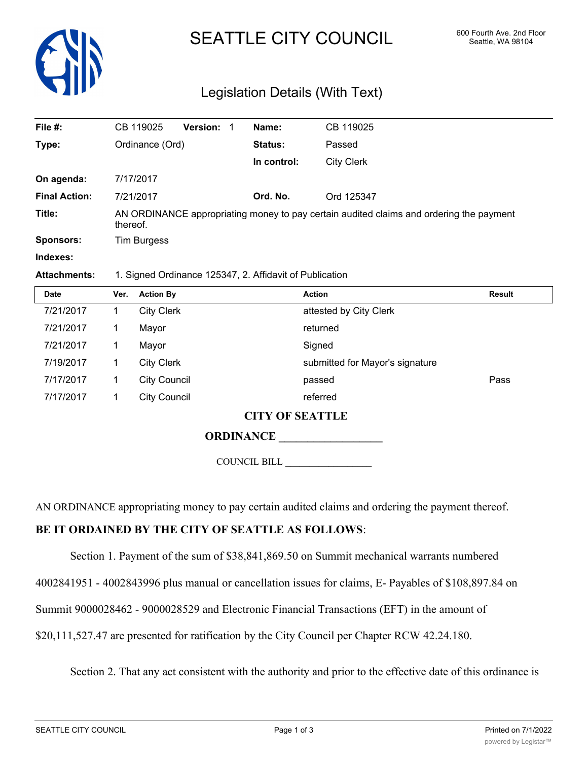# SEATTLE CITY COUNCIL

600 Fourth Ave. 2nd Floor
Seattle, WA 98104

## Legislation Details (With Text)

| | | | |
|---|---|---|---|
| **File #:** | CB 119025 **Version:** 1 | **Name:** | CB 119025 |
| **Type:** | Ordinance (Ord) | **Status:** | Passed |
| | | **In control:** | City Clerk |
| **On agenda:** | 7/17/2017 | | |
| **Final Action:** | 7/21/2017 | **Ord. No.** | Ord 125347 |
| **Title:** | AN ORDINANCE appropriating money to pay certain audited claims and ordering the payment thereof. | | |
| **Sponsors:** | Tim Burgess | | |
| **Indexes:** | | | |
| **Attachments:** | 1. Signed Ordinance 125347, 2. Affidavit of Publication | | |

| Date | Ver. | Action By | Action | Result |
|---|---|---|---|---|
| 7/21/2017 | 1 | City Clerk | attested by City Clerk | |
| 7/21/2017 | 1 | Mayor | returned | |
| 7/21/2017 | 1 | Mayor | Signed | |
| 7/19/2017 | 1 | City Clerk | submitted for Mayor's signature | |
| 7/17/2017 | 1 | City Council | passed | Pass |
| 7/17/2017 | 1 | City Council | referred | |

**CITY OF SEATTLE**

**ORDINANCE \_\_\_\_\_\_\_\_\_\_\_\_\_\_\_\_\_\_**

COUNCIL BILL \_\_\_\_\_\_\_\_\_\_\_\_\_\_\_\_\_\_

AN ORDINANCE appropriating money to pay certain audited claims and ordering the payment thereof.

**BE IT ORDAINED BY THE CITY OF SEATTLE AS FOLLOWS**:

Section 1. Payment of the sum of $38,841,869.50 on Summit mechanical warrants numbered 4002841951 - 4002843996 plus manual or cancellation issues for claims, E- Payables of $108,897.84 on Summit 9000028462 - 9000028529 and Electronic Financial Transactions (EFT) in the amount of $20,111,527.47 are presented for ratification by the City Council per Chapter RCW 42.24.180.

Section 2. That any act consistent with the authority and prior to the effective date of this ordinance is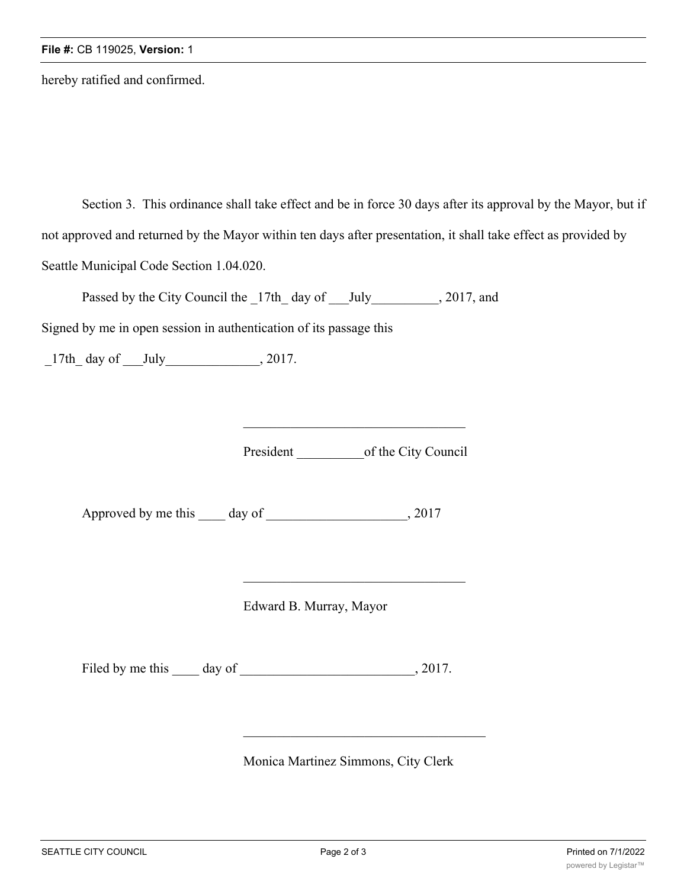hereby ratified and confirmed.

Section 3. This ordinance shall take effect and be in force 30 days after its approval by the Mayor, but if not approved and returned by the Mayor within ten days after presentation, it shall take effect as provided by Seattle Municipal Code Section 1.04.020.

Passed by the City Council the _17th_ day of ___July__________, 2017, and

Signed by me in open session in authentication of its passage this

_17th_ day of ___July______________, 2017.

\_\_\_\_\_\_\_\_\_\_\_\_\_\_\_\_\_\_\_\_\_\_\_\_\_\_\_\_\_\_\_\_\_\_

President __________of the City Council

Approved by me this ____ day of _____________________, 2017

\_\_\_\_\_\_\_\_\_\_\_\_\_\_\_\_\_\_\_\_\_\_\_\_\_\_\_\_\_\_\_\_\_\_

Edward B. Murray, Mayor

Filed by me this ____ day of __________________________, 2017.

\_\_\_\_\_\_\_\_\_\_\_\_\_\_\_\_\_\_\_\_\_\_\_\_\_\_\_\_\_\_\_\_\_\_\_\_\_

Monica Martinez Simmons, City Clerk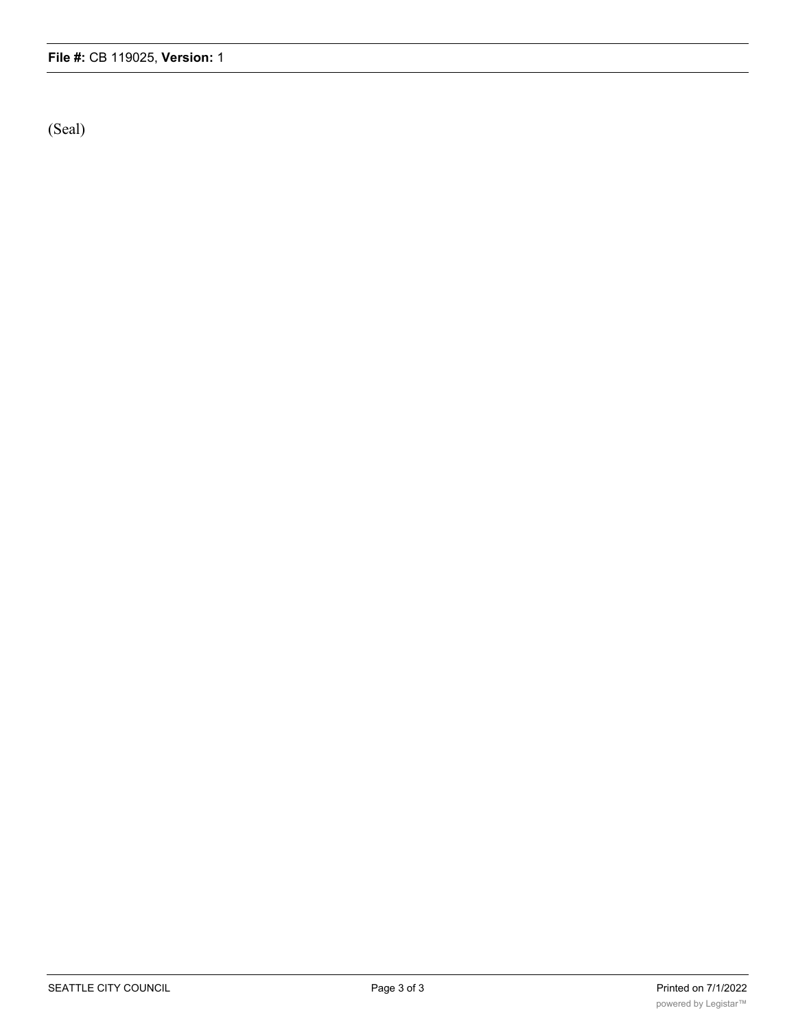(Seal)